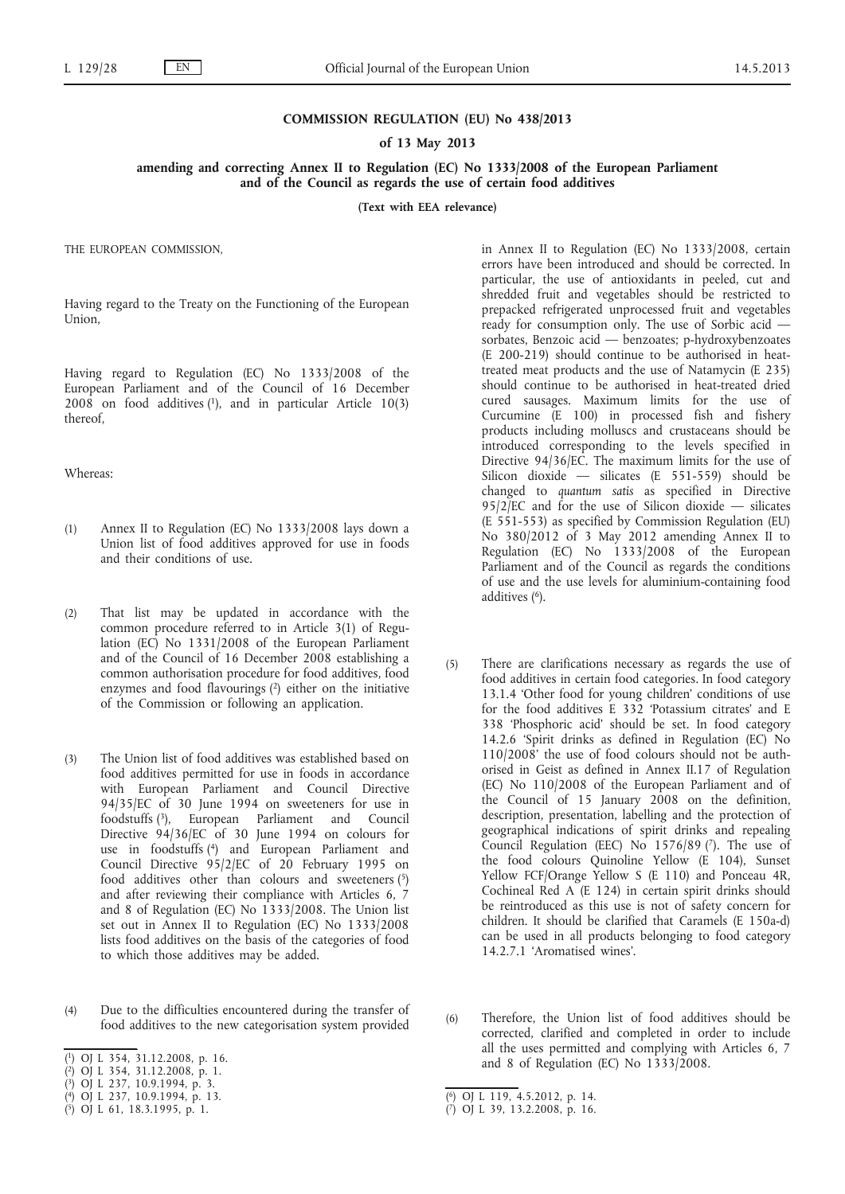**COMMISSION REGULATION (EU) No 438/2013**

**of 13 May 2013**

**amending and correcting Annex II to Regulation (EC) No 1333/2008 of the European Parliament and of the Council as regards the use of certain food additives**

**(Text with EEA relevance)**

THE EUROPEAN COMMISSION,

Having regard to the Treaty on the Functioning of the European Union,

Having regard to Regulation (EC) No 1333/2008 of the European Parliament and of the Council of 16 December 2008 on food additives [1], and in particular Article 10(3) thereof,

Whereas:

(1) Annex II to Regulation (EC) No 1333/2008 lays down a Union list of food additives approved for use in foods and their conditions of use.

(2) That list may be updated in accordance with the common procedure referred to in Article 3(1) of Regulation (EC) No 1331/2008 of the European Parliament and of the Council of 16 December 2008 establishing a common authorisation procedure for food additives, food enzymes and food flavourings [2] either on the initiative of the Commission or following an application.

(3) The Union list of food additives was established based on food additives permitted for use in foods in accordance with European Parliament and Council Directive 94/35/EC of 30 June 1994 on sweeteners for use in foodstuffs [3], European Parliament and Council Directive 94/36/EC of 30 June 1994 on colours for use in foodstuffs [4] and European Parliament and Council Directive 95/2/EC of 20 February 1995 on food additives other than colours and sweeteners [5] and after reviewing their compliance with Articles 6, 7 and 8 of Regulation (EC) No 1333/2008. The Union list set out in Annex II to Regulation (EC) No 1333/2008 lists food additives on the basis of the categories of food to which those additives may be added.

(4) Due to the difficulties encountered during the transfer of food additives to the new categorisation system provided in Annex II to Regulation (EC) No 1333/2008, certain errors have been introduced and should be corrected. In particular, the use of antioxidants in peeled, cut and shredded fruit and vegetables should be restricted to prepacked refrigerated unprocessed fruit and vegetables ready for consumption only. The use of Sorbic acid — sorbates, Benzoic acid — benzoates; p-hydroxybenzoates (E 200-219) should continue to be authorised in heat-treated meat products and the use of Natamycin (E 235) should continue to be authorised in heat-treated dried cured sausages. Maximum limits for the use of Curcumine (E 100) in processed fish and fishery products including molluscs and crustaceans should be introduced corresponding to the levels specified in Directive 94/36/EC. The maximum limits for the use of Silicon dioxide — silicates (E 551-559) should be changed to *quantum satis* as specified in Directive 95/2/EC and for the use of Silicon dioxide — silicates (E 551-553) as specified by Commission Regulation (EU) No 380/2012 of 3 May 2012 amending Annex II to Regulation (EC) No 1333/2008 of the European Parliament and of the Council as regards the conditions of use and the use levels for aluminium-containing food additives [6].

(5) There are clarifications necessary as regards the use of food additives in certain food categories. In food category 13.1.4 'Other food for young children' conditions of use for the food additives E 332 'Potassium citrates' and E 338 'Phosphoric acid' should be set. In food category 14.2.6 'Spirit drinks as defined in Regulation (EC) No 110/2008' the use of food colours should not be authorised in Geist as defined in Annex II.17 of Regulation (EC) No 110/2008 of the European Parliament and of the Council of 15 January 2008 on the definition, description, presentation, labelling and the protection of geographical indications of spirit drinks and repealing Council Regulation (EEC) No 1576/89 [7]. The use of the food colours Quinoline Yellow (E 104), Sunset Yellow FCF/Orange Yellow S (E 110) and Ponceau 4R, Cochineal Red A (E 124) in certain spirit drinks should be reintroduced as this use is not of safety concern for children. It should be clarified that Caramels (E 150a-d) can be used in all products belonging to food category 14.2.7.1 'Aromatised wines'.

(6) Therefore, the Union list of food additives should be corrected, clarified and completed in order to include all the uses permitted and complying with Articles 6, 7 and 8 of Regulation (EC) No 1333/2008.

---

[1] OJ L 354, 31.12.2008, p. 16.
[2] OJ L 354, 31.12.2008, p. 1.
[3] OJ L 237, 10.9.1994, p. 3.
[4] OJ L 237, 10.9.1994, p. 13.
[5] OJ L 61, 18.3.1995, p. 1.
[6] OJ L 119, 4.5.2012, p. 14.
[7] OJ L 39, 13.2.2008, p. 16.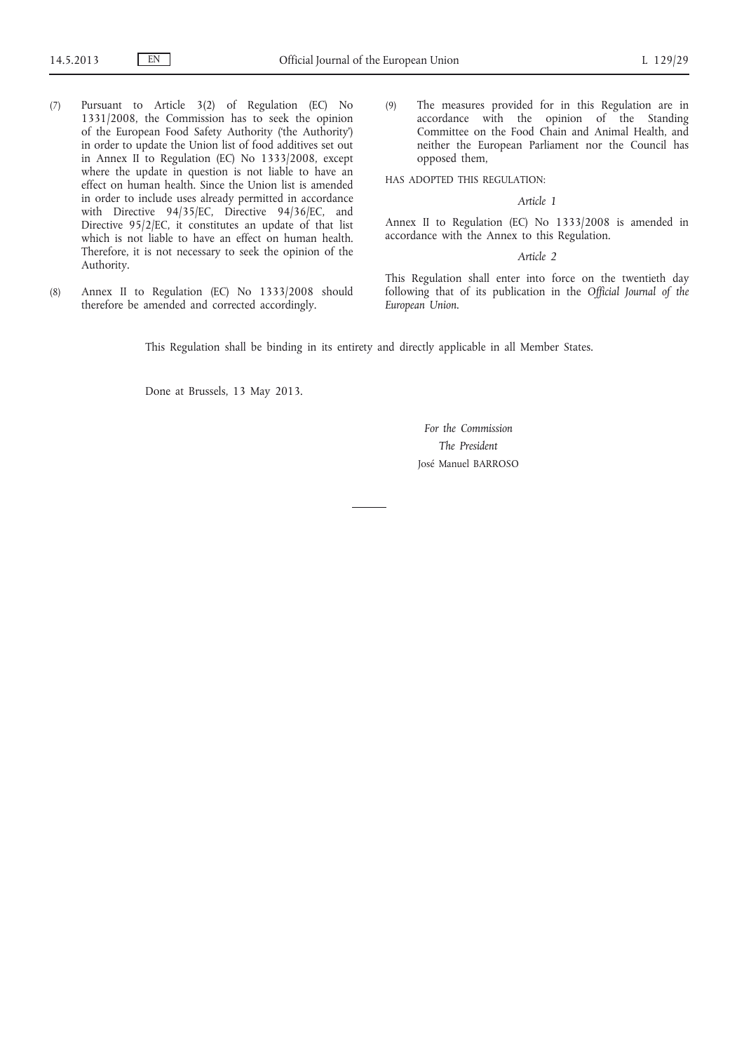(7) Pursuant to Article 3(2) of Regulation (EC) No 1331/2008, the Commission has to seek the opinion of the European Food Safety Authority ('the Authority') in order to update the Union list of food additives set out in Annex II to Regulation (EC) No 1333/2008, except where the update in question is not liable to have an effect on human health. Since the Union list is amended in order to include uses already permitted in accordance with Directive 94/35/EC, Directive 94/36/EC, and Directive 95/2/EC, it constitutes an update of that list which is not liable to have an effect on human health. Therefore, it is not necessary to seek the opinion of the Authority.

(8) Annex II to Regulation (EC) No 1333/2008 should therefore be amended and corrected accordingly.

(9) The measures provided for in this Regulation are in accordance with the opinion of the Standing Committee on the Food Chain and Animal Health, and neither the European Parliament nor the Council has opposed them,

HAS ADOPTED THIS REGULATION:

*Article 1*

Annex II to Regulation (EC) No 1333/2008 is amended in accordance with the Annex to this Regulation.

*Article 2*

This Regulation shall enter into force on the twentieth day following that of its publication in the *Official Journal of the European Union*.

This Regulation shall be binding in its entirety and directly applicable in all Member States.

Done at Brussels, 13 May 2013.

*For the Commission*

*The President*

José Manuel BARROSO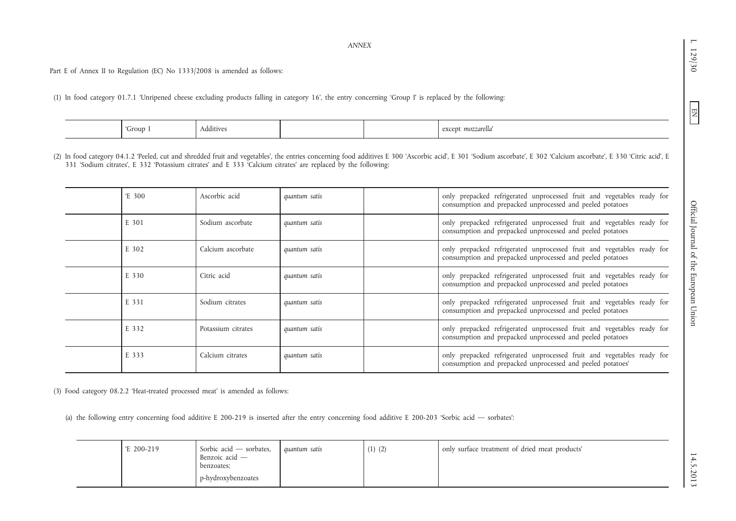*ANNEX*

Part E of Annex II to Regulation (EC) No 1333/2008 is amended as follows:

(1) In food category 01.7.1 'Unripened cheese excluding products falling in category 16', the entry concerning 'Group I' is replaced by the following:

| | | | | | |
|---|---|---|---|---|---|
| | 'Group I | Additives | | | except *mozzarella*' |

(2) In food category 04.1.2 'Peeled, cut and shredded fruit and vegetables', the entries concerning food additives E 300 'Ascorbic acid', E 301 'Sodium ascorbate', E 302 'Calcium ascorbate', E 330 'Citric acid', E 331 'Sodium citrates', E 332 'Potassium citrates' and E 333 'Calcium citrates' are replaced by the following:

| | | | | | |
|---|---|---|---|---|---|
| | 'E 300 | Ascorbic acid | *quantum satis* | | only prepacked refrigerated unprocessed fruit and vegetables ready for consumption and prepacked unprocessed and peeled potatoes |
| | E 301 | Sodium ascorbate | *quantum satis* | | only prepacked refrigerated unprocessed fruit and vegetables ready for consumption and prepacked unprocessed and peeled potatoes |
| | E 302 | Calcium ascorbate | *quantum satis* | | only prepacked refrigerated unprocessed fruit and vegetables ready for consumption and prepacked unprocessed and peeled potatoes |
| | E 330 | Citric acid | *quantum satis* | | only prepacked refrigerated unprocessed fruit and vegetables ready for consumption and prepacked unprocessed and peeled potatoes |
| | E 331 | Sodium citrates | *quantum satis* | | only prepacked refrigerated unprocessed fruit and vegetables ready for consumption and prepacked unprocessed and peeled potatoes |
| | E 332 | Potassium citrates | *quantum satis* | | only prepacked refrigerated unprocessed fruit and vegetables ready for consumption and prepacked unprocessed and peeled potatoes |
| | E 333 | Calcium citrates | *quantum satis* | | only prepacked refrigerated unprocessed fruit and vegetables ready for consumption and prepacked unprocessed and peeled potatoes' |

(3) Food category 08.2.2 'Heat-treated processed meat' is amended as follows:

(a) the following entry concerning food additive E 200-219 is inserted after the entry concerning food additive E 200-203 'Sorbic acid — sorbates':

| | | | | | |
|---|---|---|---|---|---|
| | 'E 200-219 | Sorbic acid — sorbates, Benzoic acid — benzoates; p-hydroxybenzoates | *quantum satis* | (1) (2) | only surface treatment of dried meat products' |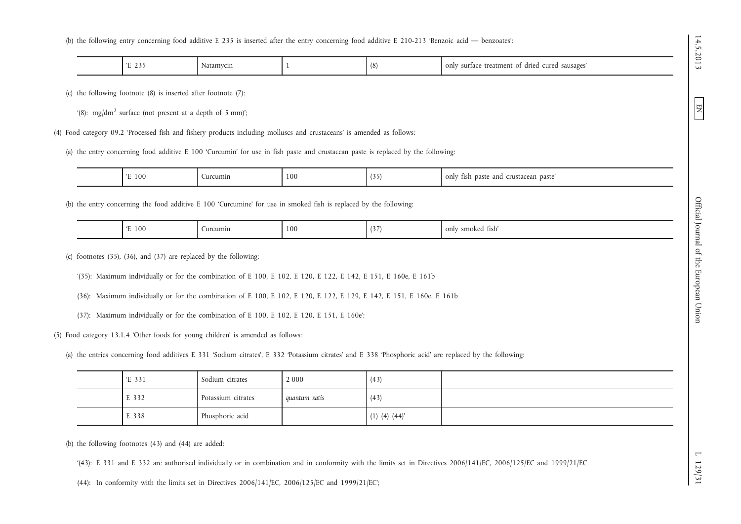(b) the following entry concerning food additive E 235 is inserted after the entry concerning food additive E 210-213 'Benzoic acid — benzoates':

| | 'E 235 | Natamycin | 1 | (8) | only surface treatment of dried cured sausages' |
|---|---|---|---|---|---|

(c) the following footnote (8) is inserted after footnote (7):

'(8): $mg/dm^2$ surface (not present at a depth of 5 mm)';

(4) Food category 09.2 'Processed fish and fishery products including molluscs and crustaceans' is amended as follows:

(a) the entry concerning food additive E 100 'Curcumin' for use in fish paste and crustacean paste is replaced by the following:

| | 'E 100 | Curcumin | 100 | (35) | only fish paste and crustacean paste' |
|---|---|---|---|---|---|

(b) the entry concerning the food additive E 100 'Curcumine' for use in smoked fish is replaced by the following:

| | 'E 100 | Curcumin | 100 | (37) | only smoked fish' |
|---|---|---|---|---|---|

(c) footnotes (35), (36), and (37) are replaced by the following:

'(35): Maximum individually or for the combination of E 100, E 102, E 120, E 122, E 142, E 151, E 160e, E 161b

(36): Maximum individually or for the combination of E 100, E 102, E 120, E 122, E 129, E 142, E 151, E 160e, E 161b

(37): Maximum individually or for the combination of E 100, E 102, E 120, E 151, E 160e';

(5) Food category 13.1.4 'Other foods for young children' is amended as follows:

(a) the entries concerning food additives E 331 'Sodium citrates', E 332 'Potassium citrates' and E 338 'Phosphoric acid' are replaced by the following:

| | 'E 331 | Sodium citrates | 2 000 | (43) | |
|---|---|---|---|---|---|
| | E 332 | Potassium citrates | *quantum satis* | (43) | |
| | E 338 | Phosphoric acid | | (1) (4) (44)' | |

(b) the following footnotes (43) and (44) are added:

'(43): E 331 and E 332 are authorised individually or in combination and in conformity with the limits set in Directives 2006/141/EC, 2006/125/EC and 1999/21/EC

(44): In conformity with the limits set in Directives 2006/141/EC, 2006/125/EC and 1999/21/EC';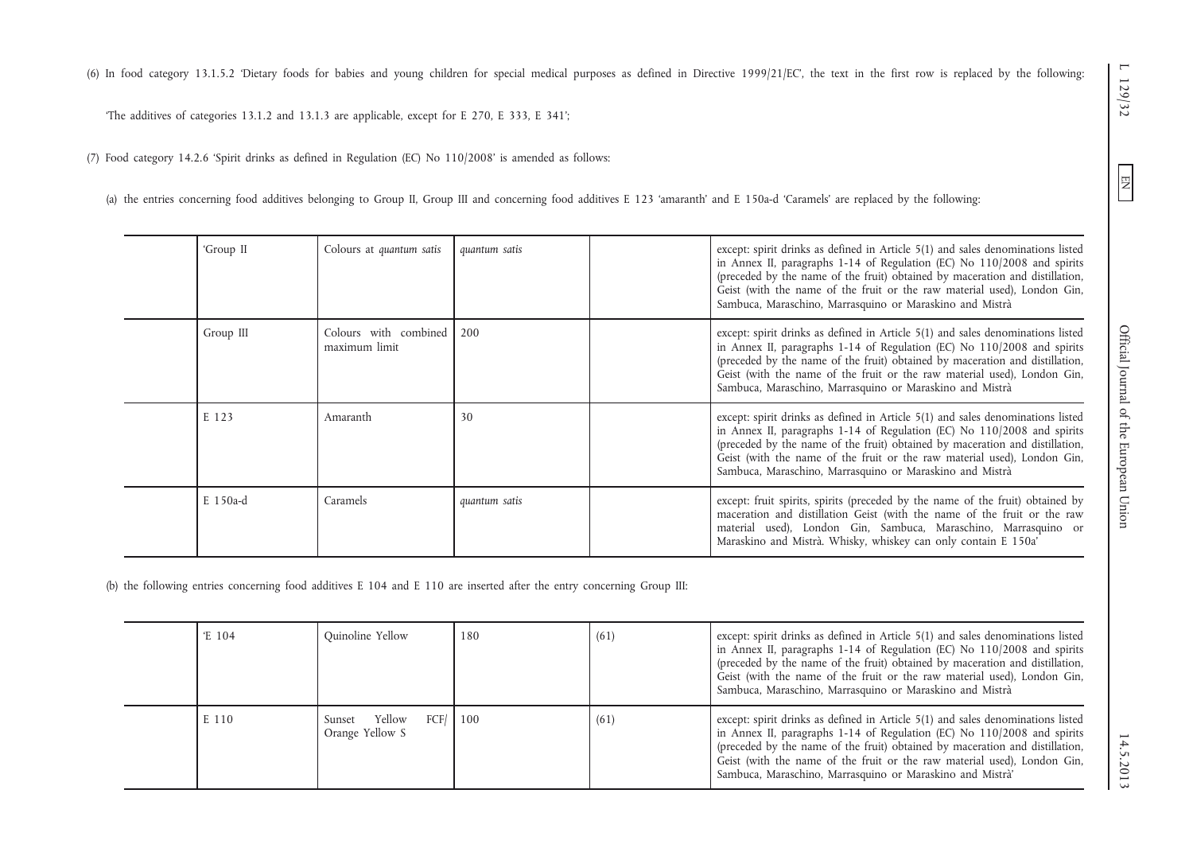(6) In food category 13.1.5.2 'Dietary foods for babies and young children for special medical purposes as defined in Directive 1999/21/EC', the text in the first row is replaced by the following:

'The additives of categories 13.1.2 and 13.1.3 are applicable, except for E 270, E 333, E 341';

(7) Food category 14.2.6 'Spirit drinks as defined in Regulation (EC) No 110/2008' is amended as follows:

(a) the entries concerning food additives belonging to Group II, Group III and concerning food additives E 123 'amaranth' and E 150a-d 'Caramels' are replaced by the following:

| | | | | | |
|---|---|---|---|---|---|
| | 'Group II | Colours at *quantum satis* | *quantum satis* | | except: spirit drinks as defined in Article 5(1) and sales denominations listed in Annex II, paragraphs 1-14 of Regulation (EC) No 110/2008 and spirits (preceded by the name of the fruit) obtained by maceration and distillation, Geist (with the name of the fruit or the raw material used), London Gin, Sambuca, Maraschino, Marrasquino or Maraskino and Mistrà |
| | Group III | Colours with combined maximum limit | 200 | | except: spirit drinks as defined in Article 5(1) and sales denominations listed in Annex II, paragraphs 1-14 of Regulation (EC) No 110/2008 and spirits (preceded by the name of the fruit) obtained by maceration and distillation, Geist (with the name of the fruit or the raw material used), London Gin, Sambuca, Maraschino, Marrasquino or Maraskino and Mistrà |
| | E 123 | Amaranth | 30 | | except: spirit drinks as defined in Article 5(1) and sales denominations listed in Annex II, paragraphs 1-14 of Regulation (EC) No 110/2008 and spirits (preceded by the name of the fruit) obtained by maceration and distillation, Geist (with the name of the fruit or the raw material used), London Gin, Sambuca, Maraschino, Marrasquino or Maraskino and Mistrà |
| | E 150a-d | Caramels | *quantum satis* | | except: fruit spirits, spirits (preceded by the name of the fruit) obtained by maceration and distillation Geist (with the name of the fruit or the raw material used), London Gin, Sambuca, Maraschino, Marrasquino or Maraskino and Mistrà. Whisky, whiskey can only contain E 150a' |

(b) the following entries concerning food additives E 104 and E 110 are inserted after the entry concerning Group III:

| | | | | | |
|---|---|---|---|---|---|
| | 'E 104 | Quinoline Yellow | 180 | (61) | except: spirit drinks as defined in Article 5(1) and sales denominations listed in Annex II, paragraphs 1-14 of Regulation (EC) No 110/2008 and spirits (preceded by the name of the fruit) obtained by maceration and distillation, Geist (with the name of the fruit or the raw material used), London Gin, Sambuca, Maraschino, Marrasquino or Maraskino and Mistrà |
| | E 110 | Sunset Yellow FCF/ Orange Yellow S | 100 | (61) | except: spirit drinks as defined in Article 5(1) and sales denominations listed in Annex II, paragraphs 1-14 of Regulation (EC) No 110/2008 and spirits (preceded by the name of the fruit) obtained by maceration and distillation, Geist (with the name of the fruit or the raw material used), London Gin, Sambuca, Maraschino, Marrasquino or Maraskino and Mistrà' |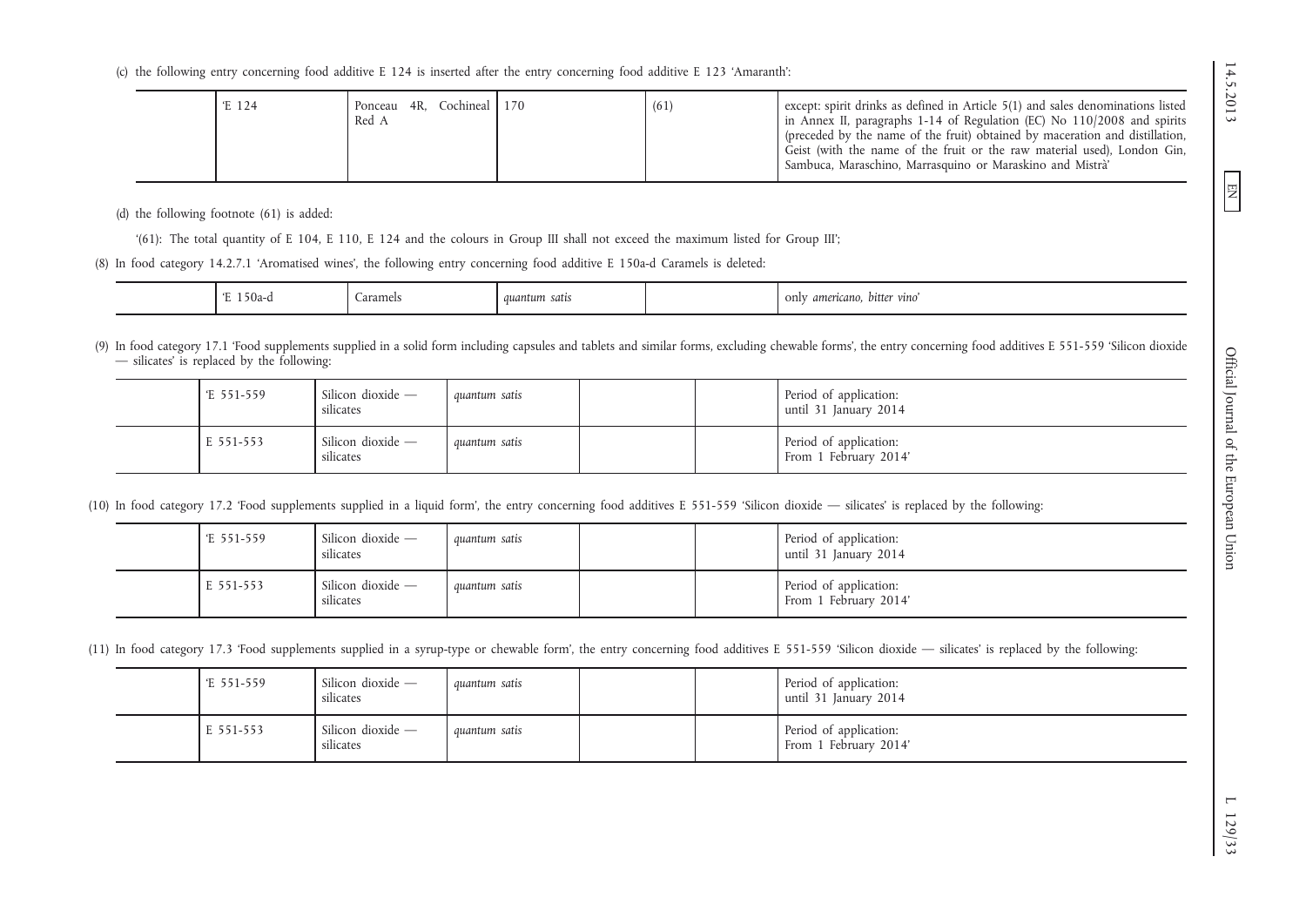(c) the following entry concerning food additive E 124 is inserted after the entry concerning food additive E 123 'Amaranth':

| | | | | | |
|---|---|---|---|---|---|
| | 'E 124 | Ponceau 4R, Cochineal Red A | 170 | (61) | except: spirit drinks as defined in Article 5(1) and sales denominations listed in Annex II, paragraphs 1-14 of Regulation (EC) No 110/2008 and spirits (preceded by the name of the fruit) obtained by maceration and distillation, Geist (with the name of the fruit or the raw material used), London Gin, Sambuca, Maraschino, Marrasquino or Maraskino and Mistrà' |

(d) the following footnote (61) is added:

'(61): The total quantity of E 104, E 110, E 124 and the colours in Group III shall not exceed the maximum listed for Group III';

(8) In food category 14.2.7.1 'Aromatised wines', the following entry concerning food additive E 150a-d Caramels is deleted:

| | | | | | |
|---|---|---|---|---|---|
| | 'E 150a-d | Caramels | *quantum satis* | | only *americano, bitter vino*' |

(9) In food category 17.1 'Food supplements supplied in a solid form including capsules and tablets and similar forms, excluding chewable forms', the entry concerning food additives E 551-559 'Silicon dioxide — silicates' is replaced by the following:

| | | | | | | |
|---|---|---|---|---|---|---|
| | 'E 551-559 | Silicon dioxide — silicates | *quantum satis* | | | Period of application: until 31 January 2014 |
| | E 551-553 | Silicon dioxide — silicates | *quantum satis* | | | Period of application: From 1 February 2014' |

(10) In food category 17.2 'Food supplements supplied in a liquid form', the entry concerning food additives E 551-559 'Silicon dioxide — silicates' is replaced by the following:

| | | | | | | |
|---|---|---|---|---|---|---|
| | 'E 551-559 | Silicon dioxide — silicates | *quantum satis* | | | Period of application: until 31 January 2014 |
| | E 551-553 | Silicon dioxide — silicates | *quantum satis* | | | Period of application: From 1 February 2014' |

(11) In food category 17.3 'Food supplements supplied in a syrup-type or chewable form', the entry concerning food additives E 551-559 'Silicon dioxide — silicates' is replaced by the following:

| | | | | | | |
|---|---|---|---|---|---|---|
| | 'E 551-559 | Silicon dioxide — silicates | *quantum satis* | | | Period of application: until 31 January 2014 |
| | E 551-553 | Silicon dioxide — silicates | *quantum satis* | | | Period of application: From 1 February 2014' |